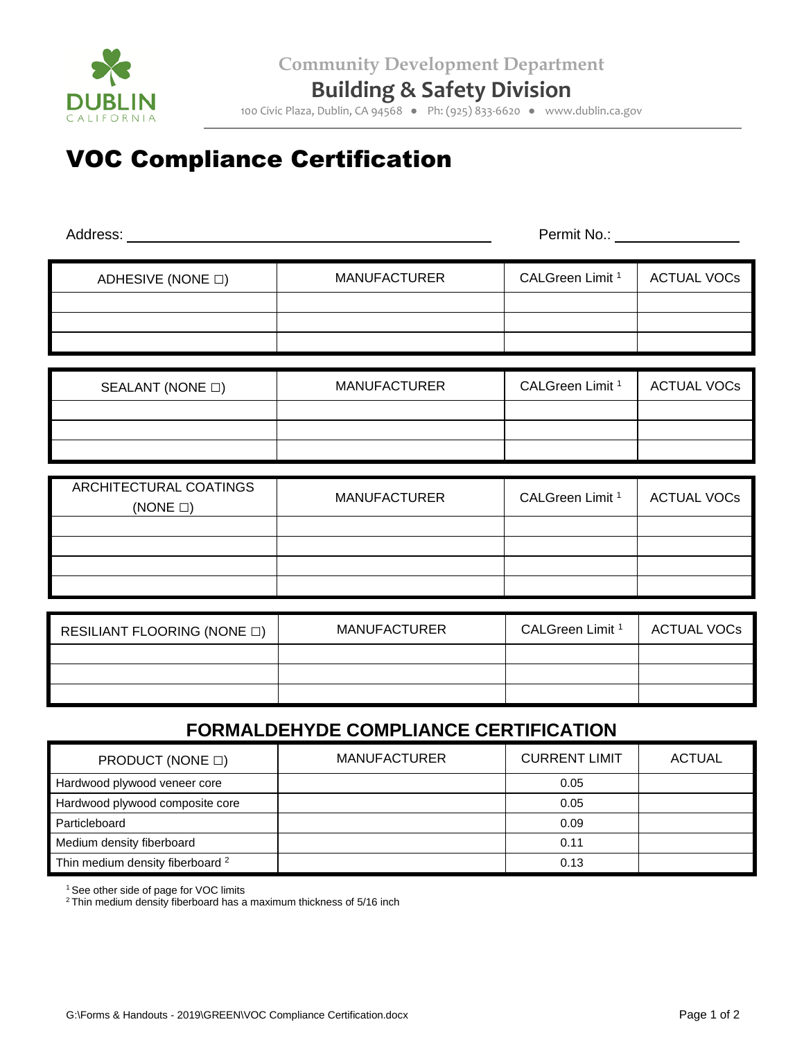Community Development Department

**Building & Safety Division**

100 Civic Plaza, Dublin, CA 94568 ● Ph: (925) 833-6620 ● www.dublin.ca.gov

# VOC Compliance Certification

Address: ______________________________ Permit No.: ______________

| ADHESIVE (NONE ☐) | MANUFACTURER | CALGreen Limit [1] | ACTUAL VOCs |
|---|---|---|---|
| | | | |
| | | | |
| | | | |

| SEALANT (NONE ☐) | MANUFACTURER | CALGreen Limit [1] | ACTUAL VOCs |
|---|---|---|---|
| | | | |
| | | | |
| | | | |

| ARCHITECTURAL COATINGS (NONE ☐) | MANUFACTURER | CALGreen Limit [1] | ACTUAL VOCs |
|---|---|---|---|
| | | | |
| | | | |
| | | | |
| | | | |

| RESILIANT FLOORING (NONE ☐) | MANUFACTURER | CALGreen Limit [1] | ACTUAL VOCs |
|---|---|---|---|
| | | | |
| | | | |
| | | | |

## FORMALDEHYDE COMPLIANCE CERTIFICATION

| PRODUCT (NONE ☐) | MANUFACTURER | CURRENT LIMIT | ACTUAL |
|---|---|---|---|
| Hardwood plywood veneer core | | 0.05 | |
| Hardwood plywood composite core | | 0.05 | |
| Particleboard | | 0.09 | |
| Medium density fiberboard | | 0.11 | |
| Thin medium density fiberboard [2] | | 0.13 | |

[1] See other side of page for VOC limits

[2] Thin medium density fiberboard has a maximum thickness of 5/16 inch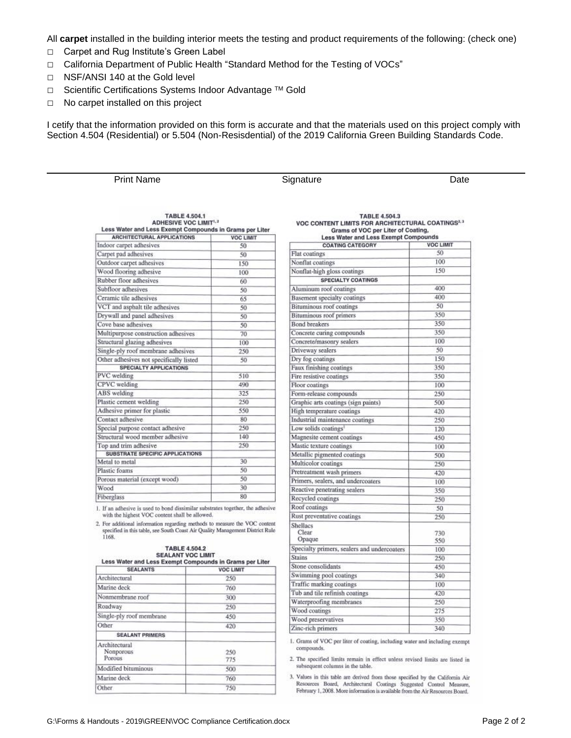All **carpet** installed in the building interior meets the testing and product requirements of the following: (check one)

- □ Carpet and Rug Institute's Green Label
- □ California Department of Public Health "Standard Method for the Testing of VOCs"
- □ NSF/ANSI 140 at the Gold level
- □ Scientific Certifications Systems Indoor Advantage ™ Gold
- □ No carpet installed on this project

I cetify that the information provided on this form is accurate and that the materials used on this project comply with Section 4.504 (Residential) or 5.504 (Non-Resisdential) of the 2019 California Green Building Standards Code.

Print Name　　　　　　Signature　　　　　　Date

**TABLE 4.504.1**
**ADHESIVE VOC LIMIT[1, 2]**
**Less Water and Less Exempt Compounds in Grams per Liter**

| ARCHITECTURAL APPLICATIONS | VOC LIMIT |
|---|---|
| Indoor carpet adhesives | 50 |
| Carpet pad adhesives | 50 |
| Outdoor carpet adhesives | 150 |
| Wood flooring adhesive | 100 |
| Rubber floor adhesives | 60 |
| Subfloor adhesives | 50 |
| Ceramic tile adhesives | 65 |
| VCT and asphalt tile adhesives | 50 |
| Drywall and panel adhesives | 50 |
| Cove base adhesives | 50 |
| Multipurpose construction adhesives | 70 |
| Structural glazing adhesives | 100 |
| Single-ply roof membrane adhesives | 250 |
| Other adhesives not specifically listed | 50 |
| **SPECIALTY APPLICATIONS** | |
| PVC welding | 510 |
| CPVC welding | 490 |
| ABS welding | 325 |
| Plastic cement welding | 250 |
| Adhesive primer for plastic | 550 |
| Contact adhesive | 80 |
| Special purpose contact adhesive | 250 |
| Structural wood member adhesive | 140 |
| Top and trim adhesive | 250 |
| **SUBSTRATE SPECIFIC APPLICATIONS** | |
| Metal to metal | 30 |
| Plastic foams | 50 |
| Porous material (except wood) | 50 |
| Wood | 30 |
| Fiberglass | 80 |

1. If an adhesive is used to bond dissimilar substrates together, the adhesive with the highest VOC content shall be allowed.
2. For additional information regarding methods to measure the VOC content specified in this table, see South Coast Air Quality Management District Rule 1168.

**TABLE 4.504.2**
**SEALANT VOC LIMIT**
**Less Water and Less Exempt Compounds in Grams per Liter**

| SEALANTS | VOC LIMIT |
|---|---|
| Architectural | 250 |
| Marine deck | 760 |
| Nonmembrane roof | 300 |
| Roadway | 250 |
| Single-ply roof membrane | 450 |
| Other | 420 |
| **SEALANT PRIMERS** | |
| Architectural<br>Nonporous<br>Porous | <br>250<br>775 |
| Modified bituminous | 500 |
| Marine deck | 760 |
| Other | 750 |

**TABLE 4.504.3**
**VOC CONTENT LIMITS FOR ARCHITECTURAL COATINGS[2, 3]**
**Grams of VOC per Liter of Coating, Less Water and Less Exempt Compounds**

| COATING CATEGORY | VOC LIMIT |
|---|---|
| Flat coatings | 50 |
| Nonflat coatings | 100 |
| Nonflat-high gloss coatings | 150 |
| **SPECIALTY COATINGS** | |
| Aluminum roof coatings | 400 |
| Basement specialty coatings | 400 |
| Bituminous roof coatings | 50 |
| Bituminous roof primers | 350 |
| Bond breakers | 350 |
| Concrete curing compounds | 350 |
| Concrete/masonry sealers | 100 |
| Driveway sealers | 50 |
| Dry fog coatings | 150 |
| Faux finishing coatings | 350 |
| Fire resistive coatings | 350 |
| Floor coatings | 100 |
| Form-release compounds | 250 |
| Graphic arts coatings (sign paints) | 500 |
| High temperature coatings | 420 |
| Industrial maintenance coatings | 250 |
| Low solids coatings[1] | 120 |
| Magnesite cement coatings | 450 |
| Mastic texture coatings | 100 |
| Metallic pigmented coatings | 500 |
| Multicolor coatings | 250 |
| Pretreatment wash primers | 420 |
| Primers, sealers, and undercoaters | 100 |
| Reactive penetrating sealers | 350 |
| Recycled coatings | 250 |
| Roof coatings | 50 |
| Rust preventative coatings | 250 |
| Shellacs<br>Clear<br>Opaque | <br>730<br>550 |
| Specialty primers, sealers and undercoaters | 100 |
| Stains | 250 |
| Stone consolidants | 450 |
| Swimming pool coatings | 340 |
| Traffic marking coatings | 100 |
| Tub and tile refinish coatings | 420 |
| Waterproofing membranes | 250 |
| Wood coatings | 275 |
| Wood preservatives | 350 |
| Zinc-rich primers | 340 |

1. Grams of VOC per liter of coating, including water and including exempt compounds.
2. The specified limits remain in effect unless revised limits are listed in subsequent columns in the table.
3. Values in this table are derived from those specified by the California Air Resources Board, Architectural Coatings Suggested Control Measure, February 1, 2008. More information is available from the Air Resources Board.

G:\Forms & Handouts - 2019\GREEN\VOC Compliance Certification.docx